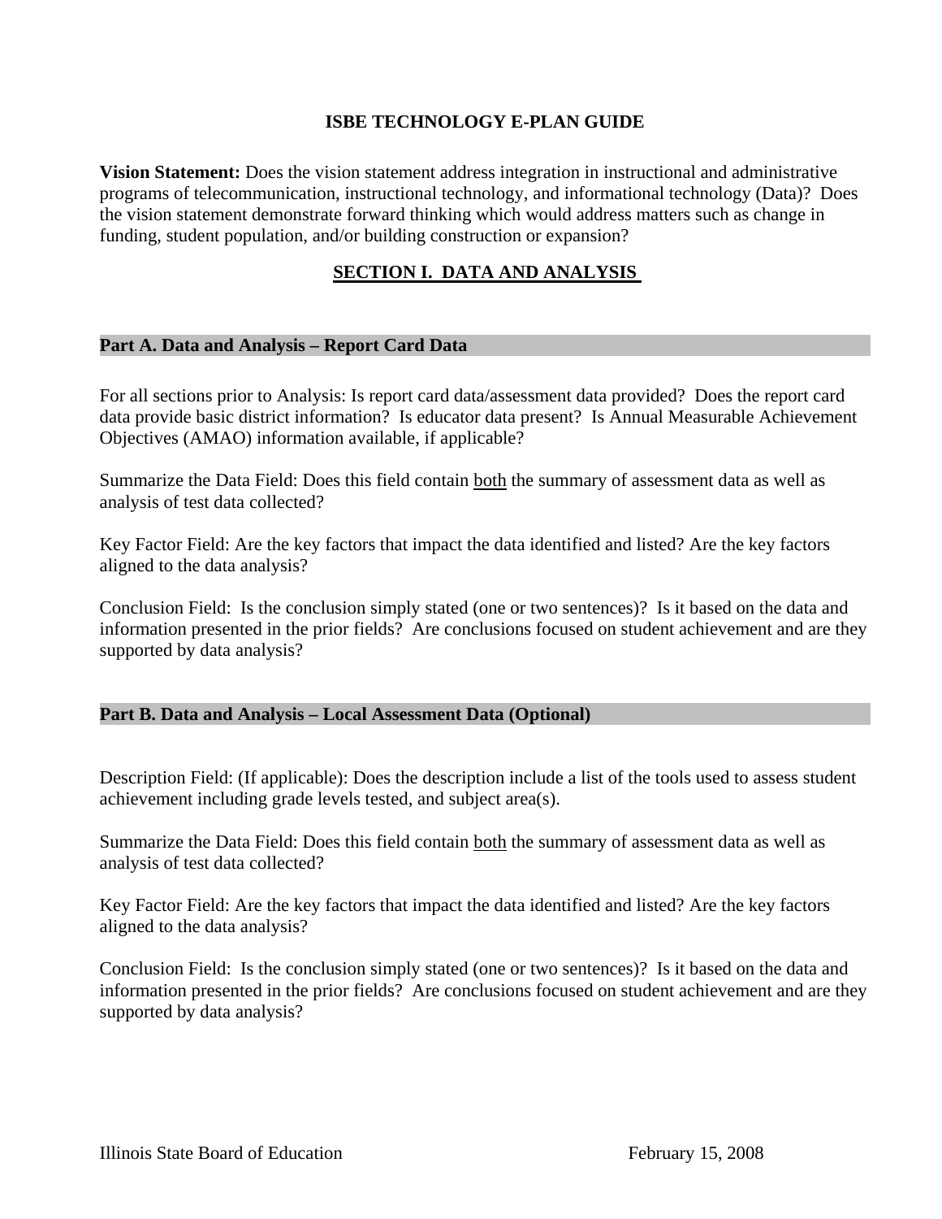# ISBE TECHNOLOGY E-PLAN GUIDE

**Vision Statement:** Does the vision statement address integration in instructional and administrative programs of telecommunication, instructional technology, and informational technology (Data)? Does the vision statement demonstrate forward thinking which would address matters such as change in funding, student population, and/or building construction or expansion?

## SECTION I. DATA AND ANALYSIS

### Part A. Data and Analysis – Report Card Data

For all sections prior to Analysis: Is report card data/assessment data provided? Does the report card data provide basic district information? Is educator data present? Is Annual Measurable Achievement Objectives (AMAO) information available, if applicable?

Summarize the Data Field: Does this field contain both the summary of assessment data as well as analysis of test data collected?

Key Factor Field: Are the key factors that impact the data identified and listed? Are the key factors aligned to the data analysis?

Conclusion Field: Is the conclusion simply stated (one or two sentences)? Is it based on the data and information presented in the prior fields? Are conclusions focused on student achievement and are they supported by data analysis?

### Part B. Data and Analysis – Local Assessment Data (Optional)

Description Field: (If applicable): Does the description include a list of the tools used to assess student achievement including grade levels tested, and subject area(s).

Summarize the Data Field: Does this field contain both the summary of assessment data as well as analysis of test data collected?

Key Factor Field: Are the key factors that impact the data identified and listed? Are the key factors aligned to the data analysis?

Conclusion Field: Is the conclusion simply stated (one or two sentences)? Is it based on the data and information presented in the prior fields? Are conclusions focused on student achievement and are they supported by data analysis?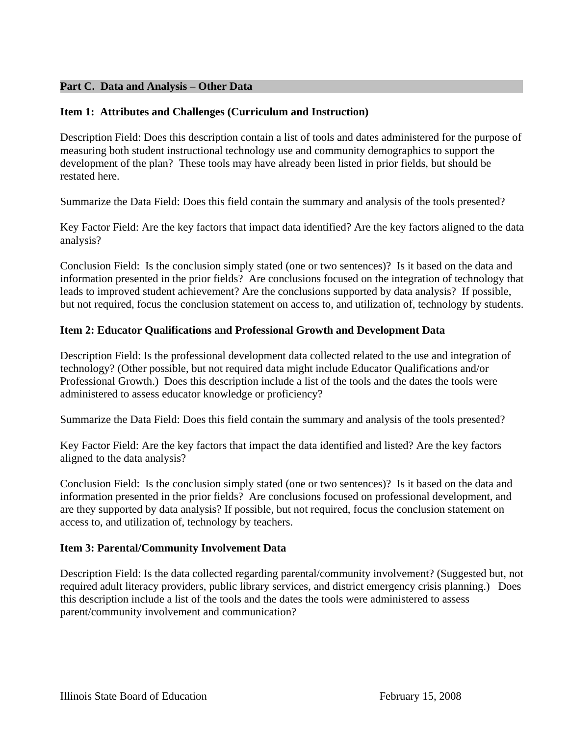## Part C. Data and Analysis – Other Data

### Item 1: Attributes and Challenges (Curriculum and Instruction)

Description Field: Does this description contain a list of tools and dates administered for the purpose of measuring both student instructional technology use and community demographics to support the development of the plan? These tools may have already been listed in prior fields, but should be restated here.

Summarize the Data Field: Does this field contain the summary and analysis of the tools presented?

Key Factor Field: Are the key factors that impact data identified? Are the key factors aligned to the data analysis?

Conclusion Field: Is the conclusion simply stated (one or two sentences)? Is it based on the data and information presented in the prior fields? Are conclusions focused on the integration of technology that leads to improved student achievement? Are the conclusions supported by data analysis? If possible, but not required, focus the conclusion statement on access to, and utilization of, technology by students.

### Item 2: Educator Qualifications and Professional Growth and Development Data

Description Field: Is the professional development data collected related to the use and integration of technology? (Other possible, but not required data might include Educator Qualifications and/or Professional Growth.) Does this description include a list of the tools and the dates the tools were administered to assess educator knowledge or proficiency?

Summarize the Data Field: Does this field contain the summary and analysis of the tools presented?

Key Factor Field: Are the key factors that impact the data identified and listed? Are the key factors aligned to the data analysis?

Conclusion Field: Is the conclusion simply stated (one or two sentences)? Is it based on the data and information presented in the prior fields? Are conclusions focused on professional development, and are they supported by data analysis? If possible, but not required, focus the conclusion statement on access to, and utilization of, technology by teachers.

### Item 3: Parental/Community Involvement Data

Description Field: Is the data collected regarding parental/community involvement? (Suggested but, not required adult literacy providers, public library services, and district emergency crisis planning.) Does this description include a list of the tools and the dates the tools were administered to assess parent/community involvement and communication?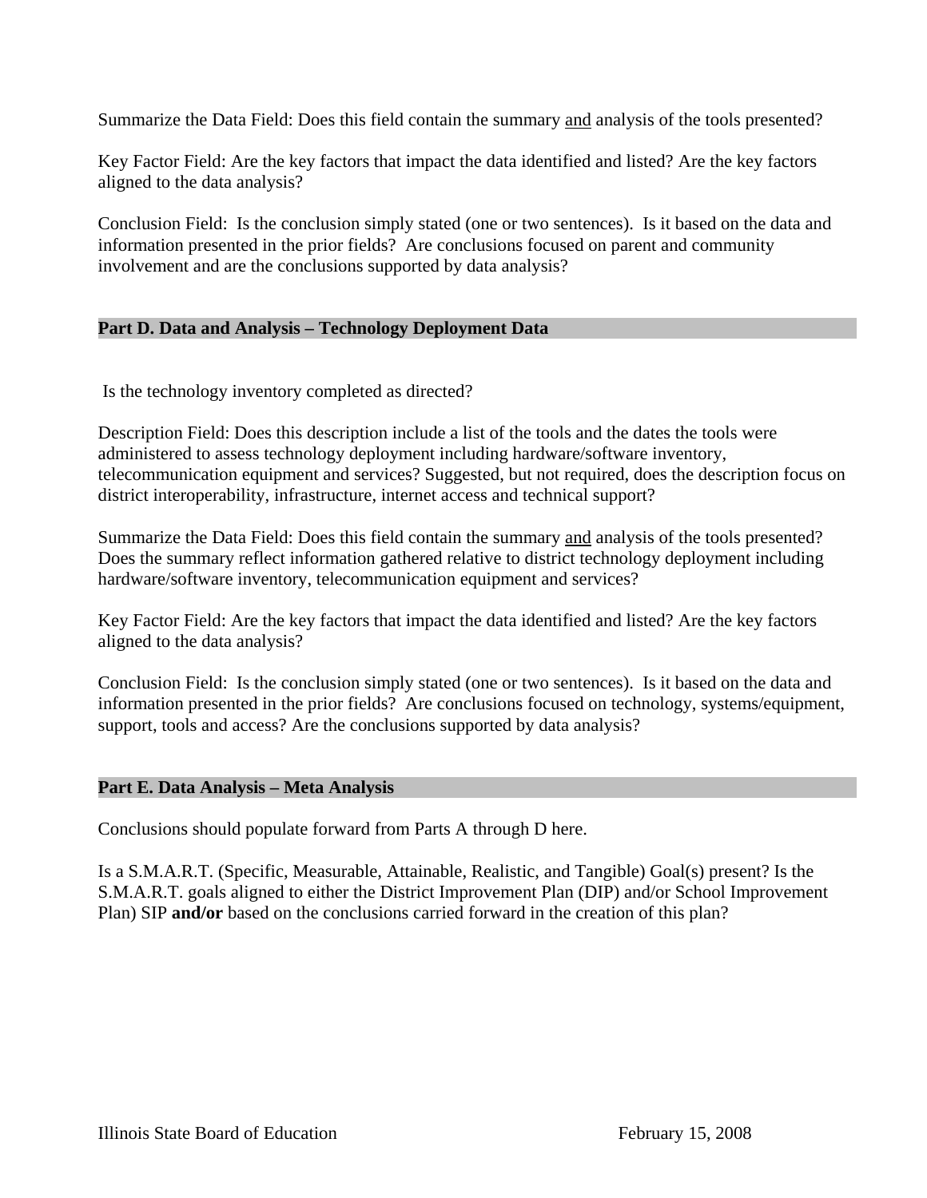Summarize the Data Field: Does this field contain the summary <u>and</u> analysis of the tools presented?

Key Factor Field: Are the key factors that impact the data identified and listed? Are the key factors aligned to the data analysis?

Conclusion Field: Is the conclusion simply stated (one or two sentences). Is it based on the data and information presented in the prior fields? Are conclusions focused on parent and community involvement and are the conclusions supported by data analysis?

## Part D. Data and Analysis – Technology Deployment Data

Is the technology inventory completed as directed?

Description Field: Does this description include a list of the tools and the dates the tools were administered to assess technology deployment including hardware/software inventory, telecommunication equipment and services? Suggested, but not required, does the description focus on district interoperability, infrastructure, internet access and technical support?

Summarize the Data Field: Does this field contain the summary <u>and</u> analysis of the tools presented? Does the summary reflect information gathered relative to district technology deployment including hardware/software inventory, telecommunication equipment and services?

Key Factor Field: Are the key factors that impact the data identified and listed? Are the key factors aligned to the data analysis?

Conclusion Field: Is the conclusion simply stated (one or two sentences). Is it based on the data and information presented in the prior fields? Are conclusions focused on technology, systems/equipment, support, tools and access? Are the conclusions supported by data analysis?

## Part E. Data Analysis – Meta Analysis

Conclusions should populate forward from Parts A through D here.

Is a S.M.A.R.T. (Specific, Measurable, Attainable, Realistic, and Tangible) Goal(s) present? Is the S.M.A.R.T. goals aligned to either the District Improvement Plan (DIP) and/or School Improvement Plan) SIP **and/or** based on the conclusions carried forward in the creation of this plan?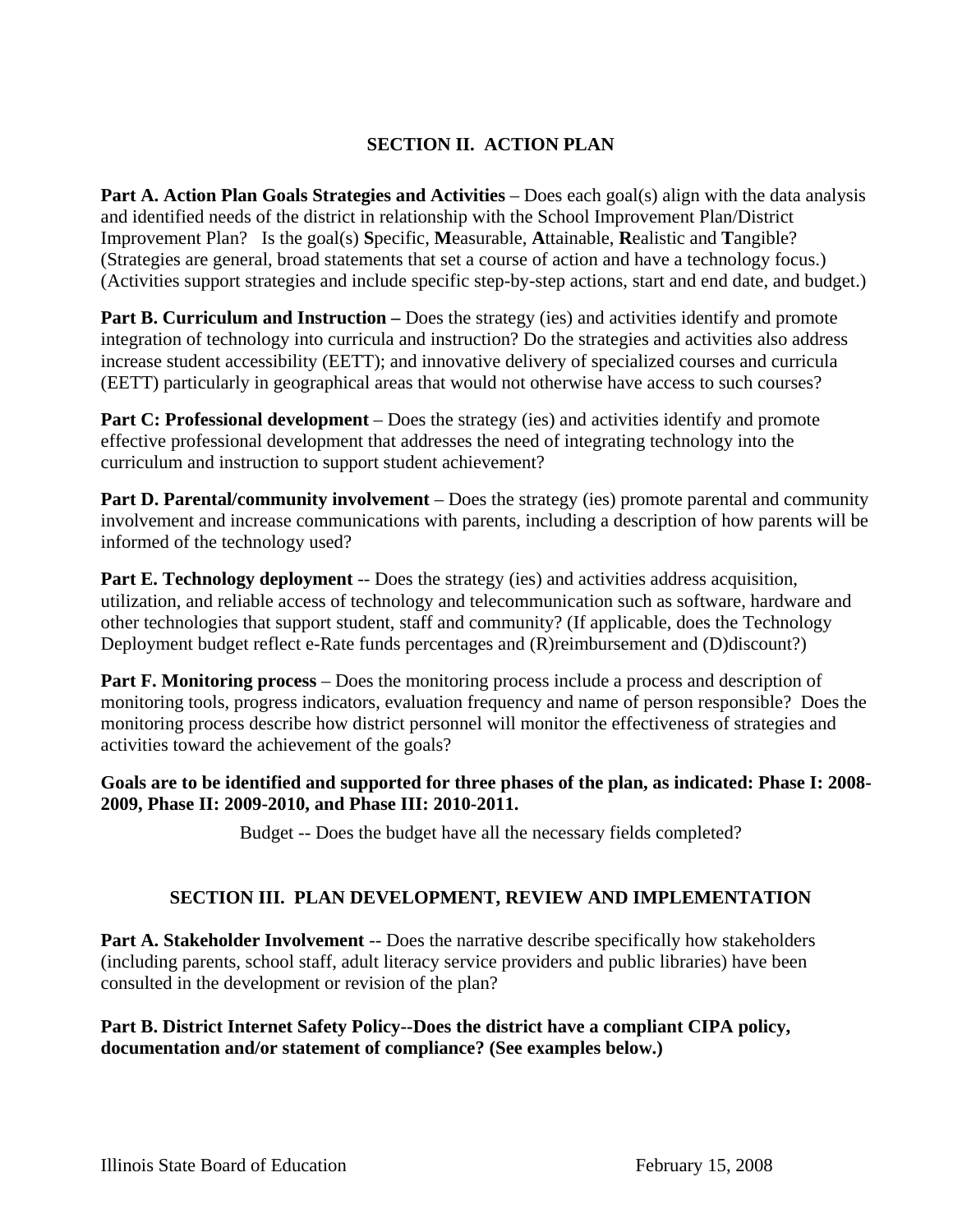## SECTION II. ACTION PLAN

**Part A. Action Plan Goals Strategies and Activities** – Does each goal(s) align with the data analysis and identified needs of the district in relationship with the School Improvement Plan/District Improvement Plan? Is the goal(s) **S**pecific, **M**easurable, **A**ttainable, **R**ealistic and **T**angible? (Strategies are general, broad statements that set a course of action and have a technology focus.) (Activities support strategies and include specific step-by-step actions, start and end date, and budget.)

**Part B. Curriculum and Instruction –** Does the strategy (ies) and activities identify and promote integration of technology into curricula and instruction? Do the strategies and activities also address increase student accessibility (EETT); and innovative delivery of specialized courses and curricula (EETT) particularly in geographical areas that would not otherwise have access to such courses?

**Part C: Professional development** – Does the strategy (ies) and activities identify and promote effective professional development that addresses the need of integrating technology into the curriculum and instruction to support student achievement?

**Part D. Parental/community involvement** – Does the strategy (ies) promote parental and community involvement and increase communications with parents, including a description of how parents will be informed of the technology used?

**Part E. Technology deployment** -- Does the strategy (ies) and activities address acquisition, utilization, and reliable access of technology and telecommunication such as software, hardware and other technologies that support student, staff and community? (If applicable, does the Technology Deployment budget reflect e-Rate funds percentages and (R)reimbursement and (D)discount?)

**Part F. Monitoring process** – Does the monitoring process include a process and description of monitoring tools, progress indicators, evaluation frequency and name of person responsible? Does the monitoring process describe how district personnel will monitor the effectiveness of strategies and activities toward the achievement of the goals?

**Goals are to be identified and supported for three phases of the plan, as indicated: Phase I: 2008-2009, Phase II: 2009-2010, and Phase III: 2010-2011.**

Budget -- Does the budget have all the necessary fields completed?

## SECTION III. PLAN DEVELOPMENT, REVIEW AND IMPLEMENTATION

**Part A. Stakeholder Involvement** -- Does the narrative describe specifically how stakeholders (including parents, school staff, adult literacy service providers and public libraries) have been consulted in the development or revision of the plan?

**Part B. District Internet Safety Policy--Does the district have a compliant CIPA policy, documentation and/or statement of compliance? (See examples below.)**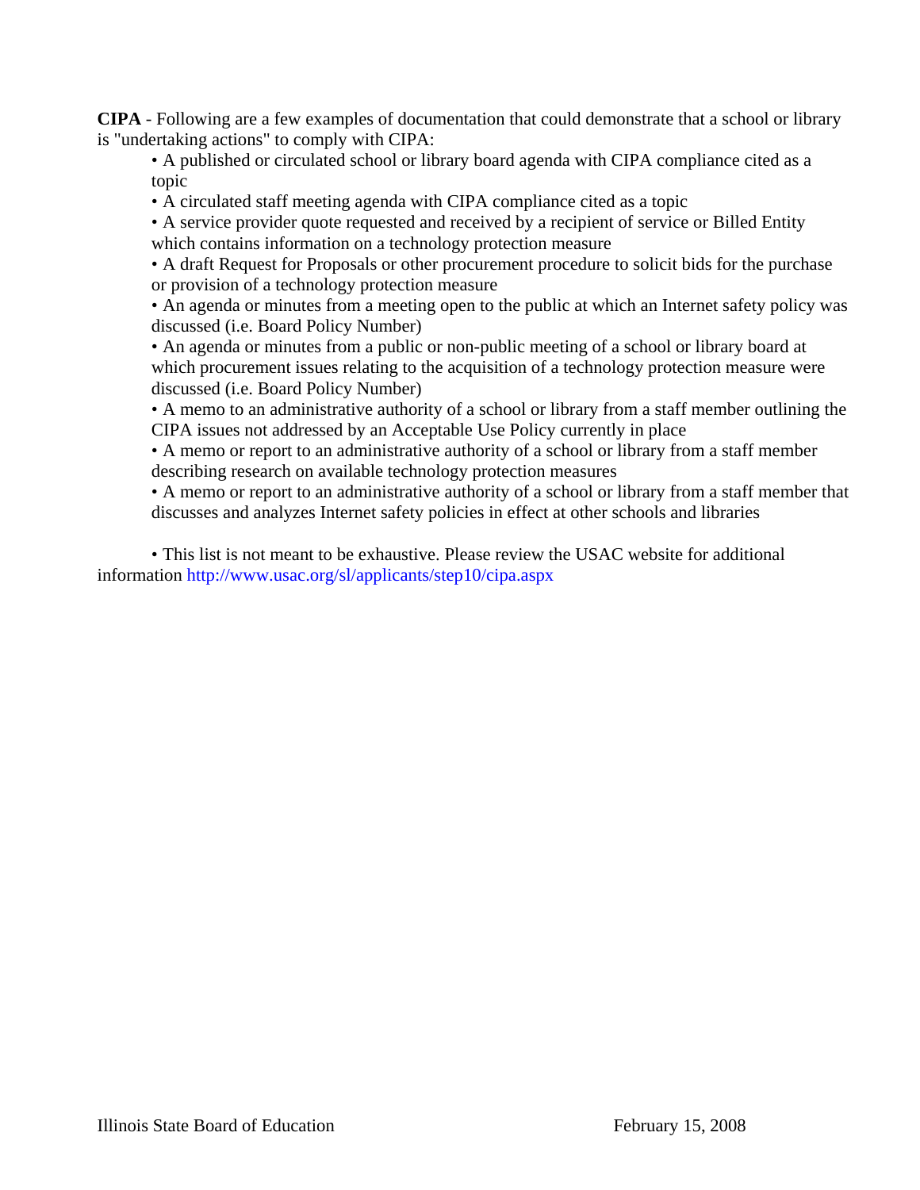**CIPA** - Following are a few examples of documentation that could demonstrate that a school or library is "undertaking actions" to comply with CIPA:

- A published or circulated school or library board agenda with CIPA compliance cited as a topic
- A circulated staff meeting agenda with CIPA compliance cited as a topic
- A service provider quote requested and received by a recipient of service or Billed Entity which contains information on a technology protection measure
- A draft Request for Proposals or other procurement procedure to solicit bids for the purchase or provision of a technology protection measure
- An agenda or minutes from a meeting open to the public at which an Internet safety policy was discussed (i.e. Board Policy Number)
- An agenda or minutes from a public or non-public meeting of a school or library board at which procurement issues relating to the acquisition of a technology protection measure were discussed (i.e. Board Policy Number)
- A memo to an administrative authority of a school or library from a staff member outlining the CIPA issues not addressed by an Acceptable Use Policy currently in place
- A memo or report to an administrative authority of a school or library from a staff member describing research on available technology protection measures
- A memo or report to an administrative authority of a school or library from a staff member that discusses and analyzes Internet safety policies in effect at other schools and libraries

- This list is not meant to be exhaustive. Please review the USAC website for additional information http://www.usac.org/sl/applicants/step10/cipa.aspx